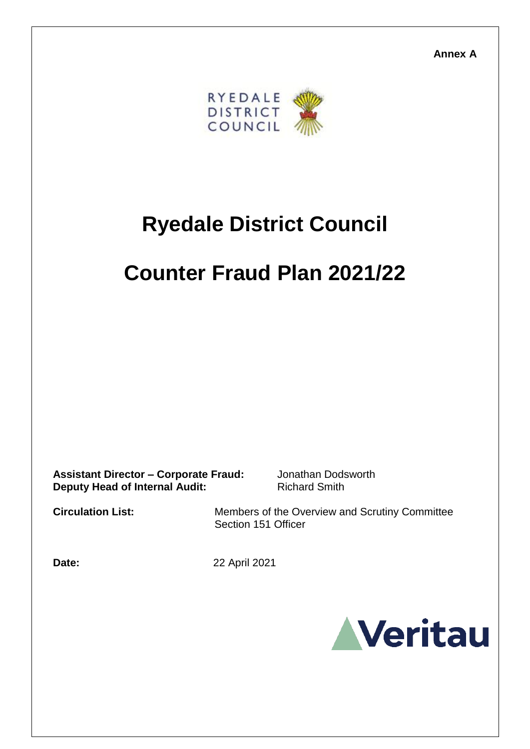**Annex A**

RYEDALE DISTRICT COUNCIL

# Ryedale District Council

# Counter Fraud Plan 2021/22

**Assistant Director – Corporate Fraud:** Jonathan Dodsworth
**Deputy Head of Internal Audit:** Richard Smith

**Circulation List:** Members of the Overview and Scrutiny Committee
Section 151 Officer

**Date:** 22 April 2021

Veritau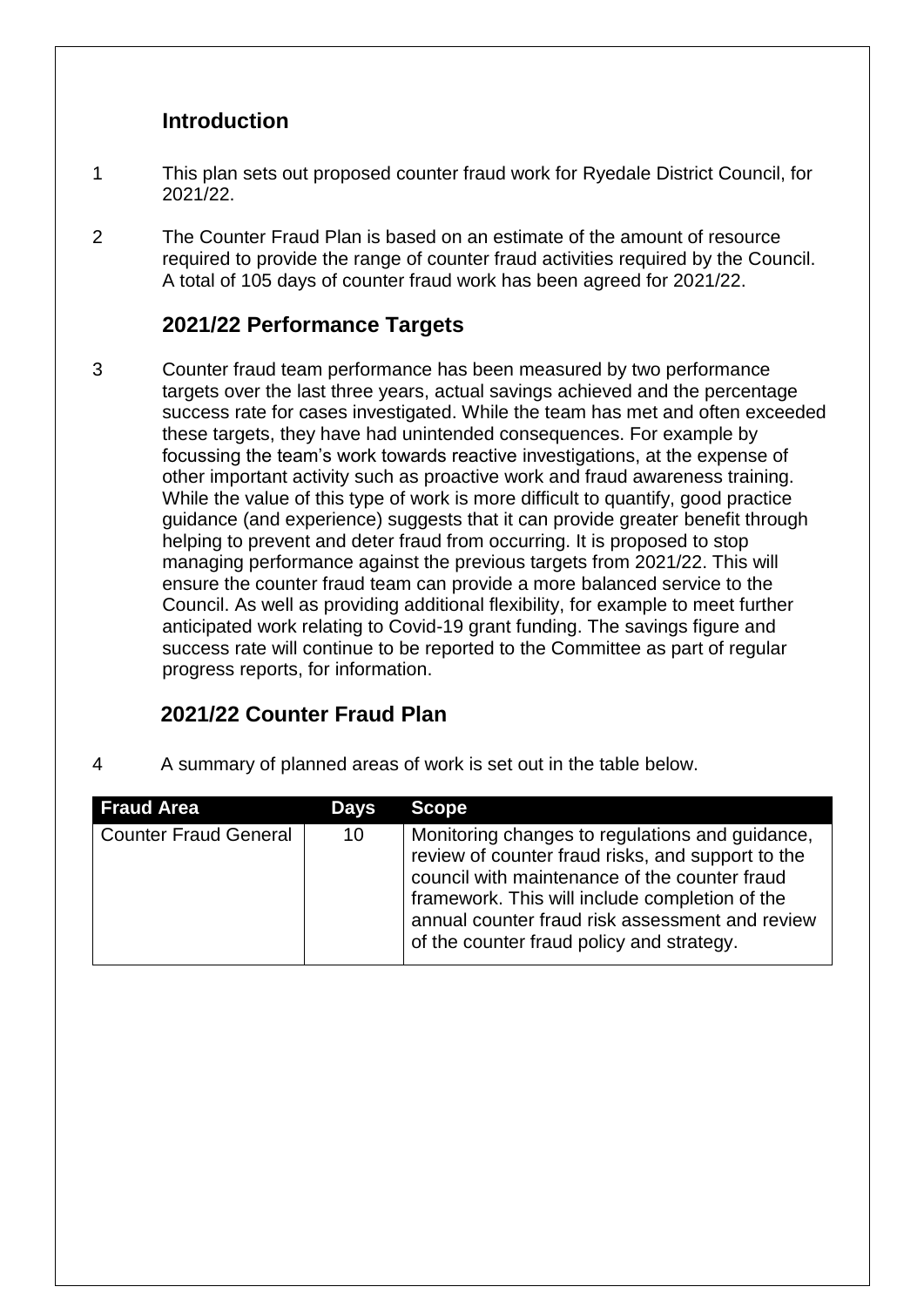## Introduction

1 This plan sets out proposed counter fraud work for Ryedale District Council, for 2021/22.

2 The Counter Fraud Plan is based on an estimate of the amount of resource required to provide the range of counter fraud activities required by the Council. A total of 105 days of counter fraud work has been agreed for 2021/22.

## 2021/22 Performance Targets

3 Counter fraud team performance has been measured by two performance targets over the last three years, actual savings achieved and the percentage success rate for cases investigated. While the team has met and often exceeded these targets, they have had unintended consequences. For example by focussing the team's work towards reactive investigations, at the expense of other important activity such as proactive work and fraud awareness training. While the value of this type of work is more difficult to quantify, good practice guidance (and experience) suggests that it can provide greater benefit through helping to prevent and deter fraud from occurring. It is proposed to stop managing performance against the previous targets from 2021/22. This will ensure the counter fraud team can provide a more balanced service to the Council. As well as providing additional flexibility, for example to meet further anticipated work relating to Covid-19 grant funding. The savings figure and success rate will continue to be reported to the Committee as part of regular progress reports, for information.

## 2021/22 Counter Fraud Plan

4 A summary of planned areas of work is set out in the table below.

| Fraud Area | Days | Scope |
|---|---|---|
| Counter Fraud General | 10 | Monitoring changes to regulations and guidance, review of counter fraud risks, and support to the council with maintenance of the counter fraud framework. This will include completion of the annual counter fraud risk assessment and review of the counter fraud policy and strategy. |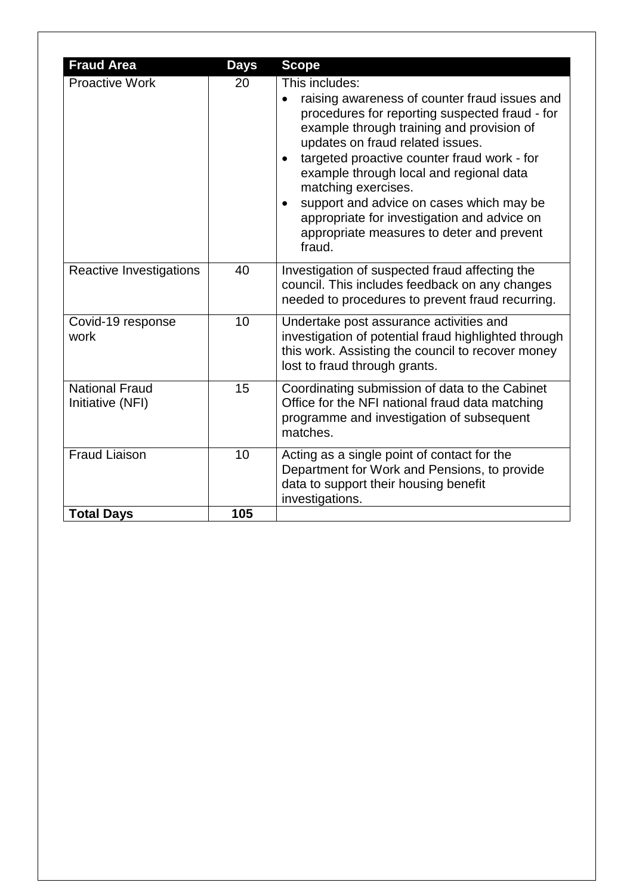| Fraud Area | Days | Scope |
|---|---|---|
| Proactive Work | 20 | This includes: <br>• raising awareness of counter fraud issues and procedures for reporting suspected fraud - for example through training and provision of updates on fraud related issues. <br>• targeted proactive counter fraud work - for example through local and regional data matching exercises. <br>• support and advice on cases which may be appropriate for investigation and advice on appropriate measures to deter and prevent fraud. |
| Reactive Investigations | 40 | Investigation of suspected fraud affecting the council. This includes feedback on any changes needed to procedures to prevent fraud recurring. |
| Covid-19 response work | 10 | Undertake post assurance activities and investigation of potential fraud highlighted through this work. Assisting the council to recover money lost to fraud through grants. |
| National Fraud Initiative (NFI) | 15 | Coordinating submission of data to the Cabinet Office for the NFI national fraud data matching programme and investigation of subsequent matches. |
| Fraud Liaison | 10 | Acting as a single point of contact for the Department for Work and Pensions, to provide data to support their housing benefit investigations. |
| **Total Days** | **105** | |